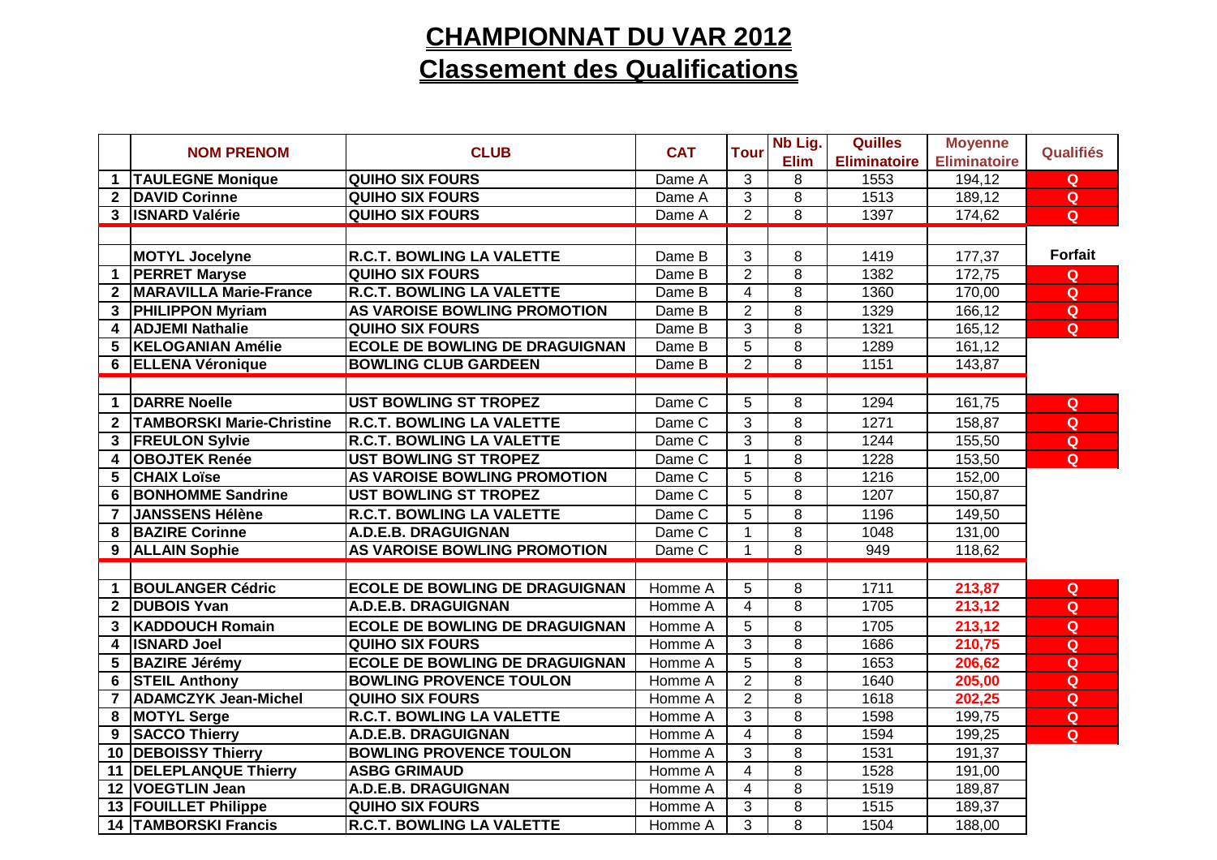# CHAMPIONNAT DU VAR 2012

## Classement des Qualifications

| | NOM PRENOM | CLUB | CAT | Tour | Nb Lig. Elim | Quilles Eliminatoire | Moyenne Eliminatoire | Qualifiés |
|---|---|---|---|---|---|---|---|---|
| 1 | TAULEGNE Monique | QUIHO SIX FOURS | Dame A | 3 | 8 | 1553 | 194,12 | Q |
| 2 | DAVID Corinne | QUIHO SIX FOURS | Dame A | 3 | 8 | 1513 | 189,12 | Q |
| 3 | ISNARD Valérie | QUIHO SIX FOURS | Dame A | 2 | 8 | 1397 | 174,62 | Q |
| | | | | | | | | |
| | MOTYL Jocelyne | R.C.T. BOWLING LA VALETTE | Dame B | 3 | 8 | 1419 | 177,37 | Forfait |
| 1 | PERRET Maryse | QUIHO SIX FOURS | Dame B | 2 | 8 | 1382 | 172,75 | Q |
| 2 | MARAVILLA Marie-France | R.C.T. BOWLING LA VALETTE | Dame B | 4 | 8 | 1360 | 170,00 | Q |
| 3 | PHILIPPON Myriam | AS VAROISE BOWLING PROMOTION | Dame B | 2 | 8 | 1329 | 166,12 | Q |
| 4 | ADJEMI Nathalie | QUIHO SIX FOURS | Dame B | 3 | 8 | 1321 | 165,12 | Q |
| 5 | KELOGANIAN Amélie | ECOLE DE BOWLING DE DRAGUIGNAN | Dame B | 5 | 8 | 1289 | 161,12 | |
| 6 | ELLENA Véronique | BOWLING CLUB GARDEEN | Dame B | 2 | 8 | 1151 | 143,87 | |
| | | | | | | | | |
| 1 | DARRE Noelle | UST BOWLING ST TROPEZ | Dame C | 5 | 8 | 1294 | 161,75 | Q |
| 2 | TAMBORSKI Marie-Christine | R.C.T. BOWLING LA VALETTE | Dame C | 3 | 8 | 1271 | 158,87 | Q |
| 3 | FREULON Sylvie | R.C.T. BOWLING LA VALETTE | Dame C | 3 | 8 | 1244 | 155,50 | Q |
| 4 | OBOJTEK Renée | UST BOWLING ST TROPEZ | Dame C | 1 | 8 | 1228 | 153,50 | Q |
| 5 | CHAIX Loïse | AS VAROISE BOWLING PROMOTION | Dame C | 5 | 8 | 1216 | 152,00 | |
| 6 | BONHOMME Sandrine | UST BOWLING ST TROPEZ | Dame C | 5 | 8 | 1207 | 150,87 | |
| 7 | JANSSENS Hélène | R.C.T. BOWLING LA VALETTE | Dame C | 5 | 8 | 1196 | 149,50 | |
| 8 | BAZIRE Corinne | A.D.E.B. DRAGUIGNAN | Dame C | 1 | 8 | 1048 | 131,00 | |
| 9 | ALLAIN Sophie | AS VAROISE BOWLING PROMOTION | Dame C | 1 | 8 | 949 | 118,62 | |
| | | | | | | | | |
| 1 | BOULANGER Cédric | ECOLE DE BOWLING DE DRAGUIGNAN | Homme A | 5 | 8 | 1711 | 213,87 | Q |
| 2 | DUBOIS Yvan | A.D.E.B. DRAGUIGNAN | Homme A | 4 | 8 | 1705 | 213,12 | Q |
| 3 | KADDOUCH Romain | ECOLE DE BOWLING DE DRAGUIGNAN | Homme A | 5 | 8 | 1705 | 213,12 | Q |
| 4 | ISNARD Joel | QUIHO SIX FOURS | Homme A | 3 | 8 | 1686 | 210,75 | Q |
| 5 | BAZIRE Jérémy | ECOLE DE BOWLING DE DRAGUIGNAN | Homme A | 5 | 8 | 1653 | 206,62 | Q |
| 6 | STEIL Anthony | BOWLING PROVENCE TOULON | Homme A | 2 | 8 | 1640 | 205,00 | Q |
| 7 | ADAMCZYK Jean-Michel | QUIHO SIX FOURS | Homme A | 2 | 8 | 1618 | 202,25 | Q |
| 8 | MOTYL Serge | R.C.T. BOWLING LA VALETTE | Homme A | 3 | 8 | 1598 | 199,75 | Q |
| 9 | SACCO Thierry | A.D.E.B. DRAGUIGNAN | Homme A | 4 | 8 | 1594 | 199,25 | Q |
| 10 | DEBOISSY Thierry | BOWLING PROVENCE TOULON | Homme A | 3 | 8 | 1531 | 191,37 | |
| 11 | DELEPLANQUE Thierry | ASBG GRIMAUD | Homme A | 4 | 8 | 1528 | 191,00 | |
| 12 | VOEGTLIN Jean | A.D.E.B. DRAGUIGNAN | Homme A | 4 | 8 | 1519 | 189,87 | |
| 13 | FOUILLET Philippe | QUIHO SIX FOURS | Homme A | 3 | 8 | 1515 | 189,37 | |
| 14 | TAMBORSKI Francis | R.C.T. BOWLING LA VALETTE | Homme A | 3 | 8 | 1504 | 188,00 | |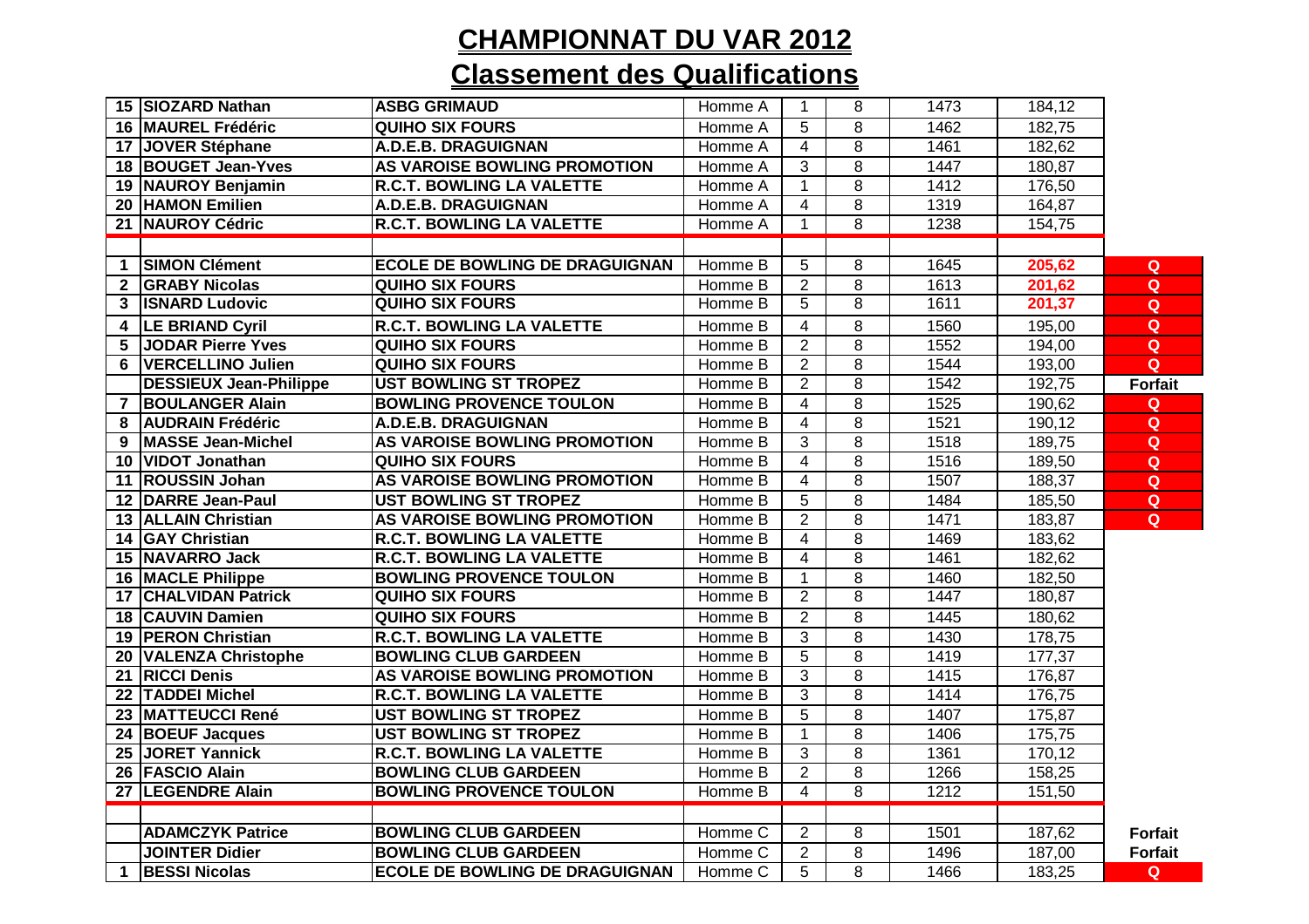# CHAMPIONNAT DU VAR 2012

## Classement des Qualifications

| | | | | | | | | |
|---|---|---|---|---|---|---|---|---|
| 15 | SIOZARD Nathan | ASBG GRIMAUD | Homme A | 1 | 8 | 1473 | 184,12 | |
| 16 | MAUREL Frédéric | QUIHO SIX FOURS | Homme A | 5 | 8 | 1462 | 182,75 | |
| 17 | JOVER Stéphane | A.D.E.B. DRAGUIGNAN | Homme A | 4 | 8 | 1461 | 182,62 | |
| 18 | BOUGET Jean-Yves | AS VAROISE BOWLING PROMOTION | Homme A | 3 | 8 | 1447 | 180,87 | |
| 19 | NAUROY Benjamin | R.C.T. BOWLING LA VALETTE | Homme A | 1 | 8 | 1412 | 176,50 | |
| 20 | HAMON Emilien | A.D.E.B. DRAGUIGNAN | Homme A | 4 | 8 | 1319 | 164,87 | |
| 21 | NAUROY Cédric | R.C.T. BOWLING LA VALETTE | Homme A | 1 | 8 | 1238 | 154,75 | |
| | | | | | | | | |
| 1 | SIMON Clément | ECOLE DE BOWLING DE DRAGUIGNAN | Homme B | 5 | 8 | 1645 | 205,62 | Q |
| 2 | GRABY Nicolas | QUIHO SIX FOURS | Homme B | 2 | 8 | 1613 | 201,62 | Q |
| 3 | ISNARD Ludovic | QUIHO SIX FOURS | Homme B | 5 | 8 | 1611 | 201,37 | Q |
| 4 | LE BRIAND Cyril | R.C.T. BOWLING LA VALETTE | Homme B | 4 | 8 | 1560 | 195,00 | Q |
| 5 | JODAR Pierre Yves | QUIHO SIX FOURS | Homme B | 2 | 8 | 1552 | 194,00 | Q |
| 6 | VERCELLINO Julien | QUIHO SIX FOURS | Homme B | 2 | 8 | 1544 | 193,00 | Q |
| | DESSIEUX Jean-Philippe | UST BOWLING ST TROPEZ | Homme B | 2 | 8 | 1542 | 192,75 | Forfait |
| 7 | BOULANGER Alain | BOWLING PROVENCE TOULON | Homme B | 4 | 8 | 1525 | 190,62 | Q |
| 8 | AUDRAIN Frédéric | A.D.E.B. DRAGUIGNAN | Homme B | 4 | 8 | 1521 | 190,12 | Q |
| 9 | MASSE Jean-Michel | AS VAROISE BOWLING PROMOTION | Homme B | 3 | 8 | 1518 | 189,75 | Q |
| 10 | VIDOT Jonathan | QUIHO SIX FOURS | Homme B | 4 | 8 | 1516 | 189,50 | Q |
| 11 | ROUSSIN Johan | AS VAROISE BOWLING PROMOTION | Homme B | 4 | 8 | 1507 | 188,37 | Q |
| 12 | DARRE Jean-Paul | UST BOWLING ST TROPEZ | Homme B | 5 | 8 | 1484 | 185,50 | Q |
| 13 | ALLAIN Christian | AS VAROISE BOWLING PROMOTION | Homme B | 2 | 8 | 1471 | 183,87 | Q |
| 14 | GAY Christian | R.C.T. BOWLING LA VALETTE | Homme B | 4 | 8 | 1469 | 183,62 | |
| 15 | NAVARRO Jack | R.C.T. BOWLING LA VALETTE | Homme B | 4 | 8 | 1461 | 182,62 | |
| 16 | MACLE Philippe | BOWLING PROVENCE TOULON | Homme B | 1 | 8 | 1460 | 182,50 | |
| 17 | CHALVIDAN Patrick | QUIHO SIX FOURS | Homme B | 2 | 8 | 1447 | 180,87 | |
| 18 | CAUVIN Damien | QUIHO SIX FOURS | Homme B | 2 | 8 | 1445 | 180,62 | |
| 19 | PERON Christian | R.C.T. BOWLING LA VALETTE | Homme B | 3 | 8 | 1430 | 178,75 | |
| 20 | VALENZA Christophe | BOWLING CLUB GARDEEN | Homme B | 5 | 8 | 1419 | 177,37 | |
| 21 | RICCI Denis | AS VAROISE BOWLING PROMOTION | Homme B | 3 | 8 | 1415 | 176,87 | |
| 22 | TADDEI Michel | R.C.T. BOWLING LA VALETTE | Homme B | 3 | 8 | 1414 | 176,75 | |
| 23 | MATTEUCCI René | UST BOWLING ST TROPEZ | Homme B | 5 | 8 | 1407 | 175,87 | |
| 24 | BOEUF Jacques | UST BOWLING ST TROPEZ | Homme B | 1 | 8 | 1406 | 175,75 | |
| 25 | JORET Yannick | R.C.T. BOWLING LA VALETTE | Homme B | 3 | 8 | 1361 | 170,12 | |
| 26 | FASCIO Alain | BOWLING CLUB GARDEEN | Homme B | 2 | 8 | 1266 | 158,25 | |
| 27 | LEGENDRE Alain | BOWLING PROVENCE TOULON | Homme B | 4 | 8 | 1212 | 151,50 | |
| | | | | | | | | |
| | ADAMCZYK Patrice | BOWLING CLUB GARDEEN | Homme C | 2 | 8 | 1501 | 187,62 | Forfait |
| | JOINTER Didier | BOWLING CLUB GARDEEN | Homme C | 2 | 8 | 1496 | 187,00 | Forfait |
| 1 | BESSI Nicolas | ECOLE DE BOWLING DE DRAGUIGNAN | Homme C | 5 | 8 | 1466 | 183,25 | Q |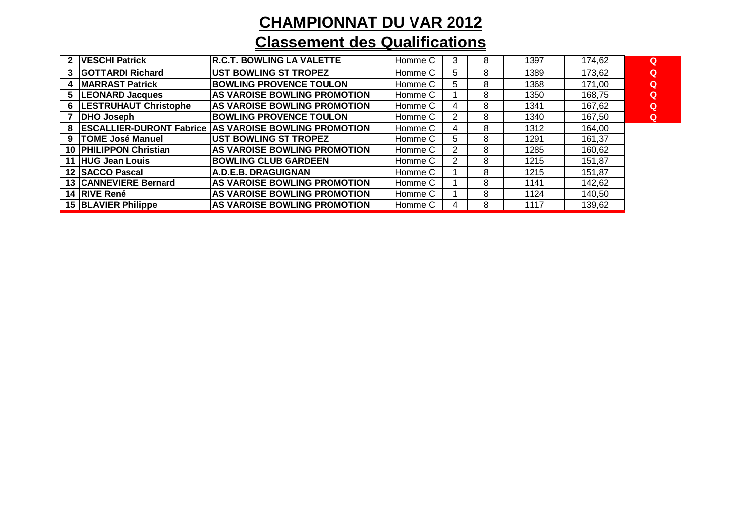# CHAMPIONNAT DU VAR 2012

## Classement des Qualifications

| | | | | | | | | |
|---|---|---|---|---|---|---|---|---|
| 2 | VESCHI Patrick | R.C.T. BOWLING LA VALETTE | Homme C | 3 | 8 | 1397 | 174,62 | Q |
| 3 | GOTTARDI Richard | UST BOWLING ST TROPEZ | Homme C | 5 | 8 | 1389 | 173,62 | Q |
| 4 | MARRAST Patrick | BOWLING PROVENCE TOULON | Homme C | 5 | 8 | 1368 | 171,00 | Q |
| 5 | LEONARD Jacques | AS VAROISE BOWLING PROMOTION | Homme C | 1 | 8 | 1350 | 168,75 | Q |
| 6 | LESTRUHAUT Christophe | AS VAROISE BOWLING PROMOTION | Homme C | 4 | 8 | 1341 | 167,62 | Q |
| 7 | DHO Joseph | BOWLING PROVENCE TOULON | Homme C | 2 | 8 | 1340 | 167,50 | Q |
| 8 | ESCALLIER-DURONT Fabrice | AS VAROISE BOWLING PROMOTION | Homme C | 4 | 8 | 1312 | 164,00 | |
| 9 | TOME José Manuel | UST BOWLING ST TROPEZ | Homme C | 5 | 8 | 1291 | 161,37 | |
| 10 | PHILIPPON Christian | AS VAROISE BOWLING PROMOTION | Homme C | 2 | 8 | 1285 | 160,62 | |
| 11 | HUG Jean Louis | BOWLING CLUB GARDEEN | Homme C | 2 | 8 | 1215 | 151,87 | |
| 12 | SACCO Pascal | A.D.E.B. DRAGUIGNAN | Homme C | 1 | 8 | 1215 | 151,87 | |
| 13 | CANNEVIERE Bernard | AS VAROISE BOWLING PROMOTION | Homme C | 1 | 8 | 1141 | 142,62 | |
| 14 | RIVE René | AS VAROISE BOWLING PROMOTION | Homme C | 1 | 8 | 1124 | 140,50 | |
| 15 | BLAVIER Philippe | AS VAROISE BOWLING PROMOTION | Homme C | 4 | 8 | 1117 | 139,62 | |